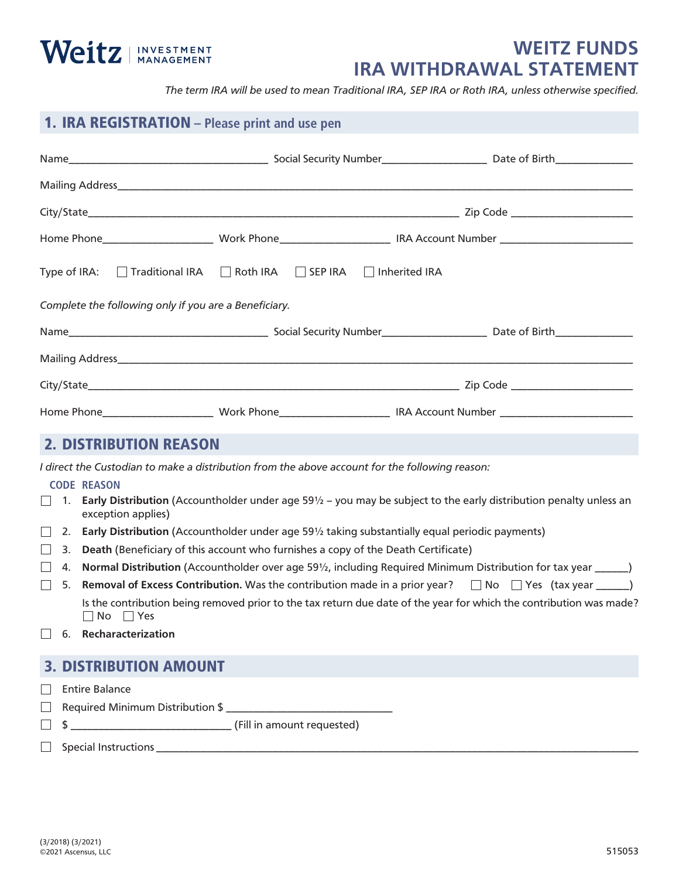Weitz | INVESTMENT MANAGEMENT

# WEITZ FUNDS IRA WITHDRAWAL STATEMENT

*The term IRA will be used to mean Traditional IRA, SEP IRA or Roth IRA, unless otherwise specified.*

## 1. IRA REGISTRATION – Please print and use pen

Name___________________________________ Social Security Number__________________ Date of Birth______________

Mailing Address________________________________________________________________________________________

City/State_________________________________________________________________ Zip Code _____________________

Home Phone___________________ Work Phone___________________ IRA Account Number _______________________

Type of IRA: ☐ Traditional IRA ☐ Roth IRA ☐ SEP IRA ☐ Inherited IRA

*Complete the following only if you are a Beneficiary.*

Name___________________________________ Social Security Number__________________ Date of Birth______________

Mailing Address________________________________________________________________________________________

City/State_________________________________________________________________ Zip Code _____________________

Home Phone___________________ Work Phone___________________ IRA Account Number _______________________

## 2. DISTRIBUTION REASON

*I direct the Custodian to make a distribution from the above account for the following reason:*

**CODE REASON**

- ☐ 1. **Early Distribution** (Accountholder under age 59½ – you may be subject to the early distribution penalty unless an exception applies)
- ☐ 2. **Early Distribution** (Accountholder under age 59½ taking substantially equal periodic payments)
- ☐ 3. **Death** (Beneficiary of this account who furnishes a copy of the Death Certificate)
- ☐ 4. **Normal Distribution** (Accountholder over age 59½, including Required Minimum Distribution for tax year ______)
- ☐ 5. **Removal of Excess Contribution.** Was the contribution made in a prior year? ☐ No ☐ Yes (tax year ______)

  Is the contribution being removed prior to the tax return due date of the year for which the contribution was made? ☐ No ☐ Yes
- ☐ 6. **Recharacterization**

## 3. DISTRIBUTION AMOUNT

- ☐ Entire Balance
- ☐ Required Minimum Distribution $ ____________________________
- ☐ $ ___________________________ (Fill in amount requested)
- ☐ Special Instructions ___________________________________________________________________________________

(3/2018) (3/2021)
©2021 Ascensus, LLC

515053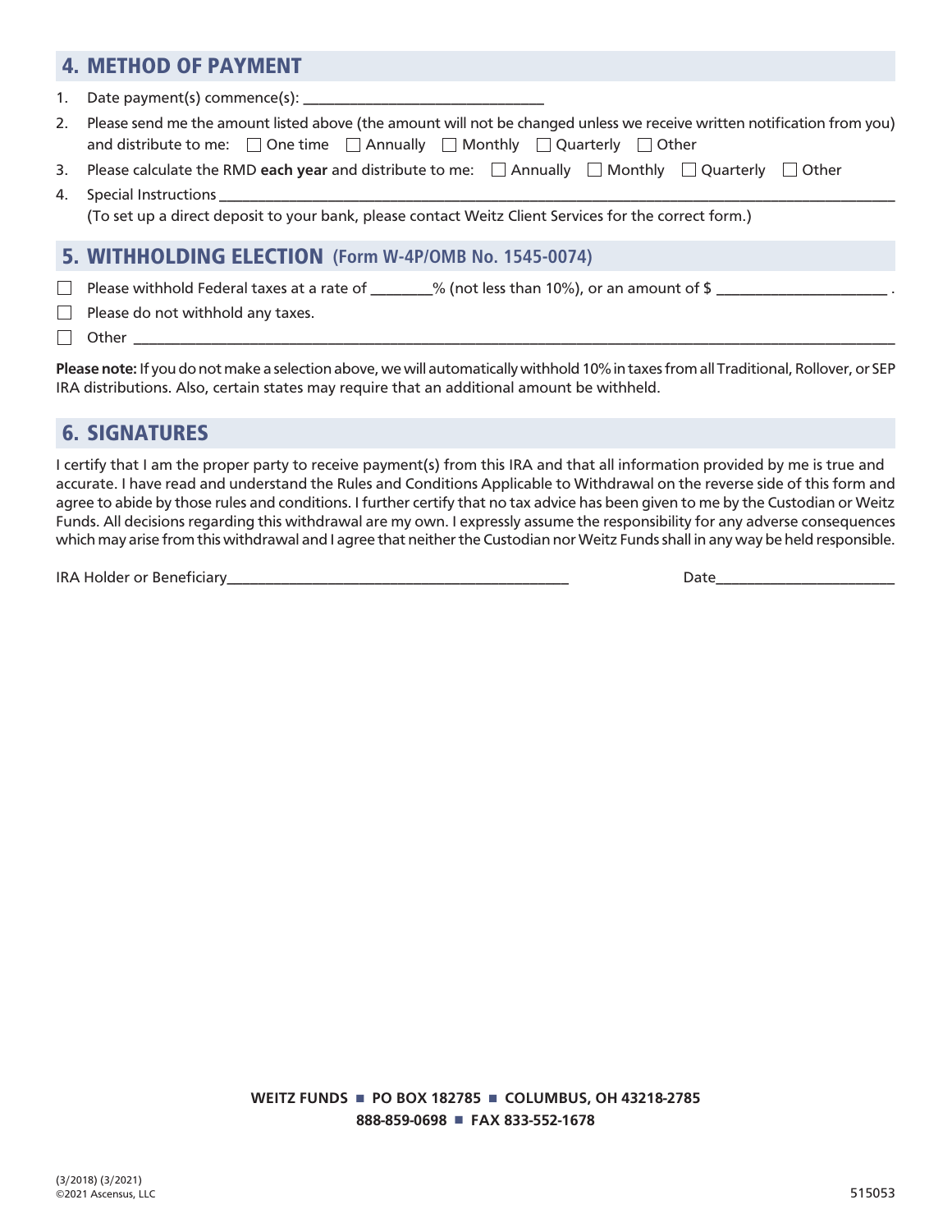## 4. METHOD OF PAYMENT

1. Date payment(s) commence(s): ______________________________
2. Please send me the amount listed above (the amount will not be changed unless we receive written notification from you) and distribute to me: ☐ One time ☐ Annually ☐ Monthly ☐ Quarterly ☐ Other
3. Please calculate the RMD **each year** and distribute to me: ☐ Annually ☐ Monthly ☐ Quarterly ☐ Other
4. Special Instructions ______________________________
   (To set up a direct deposit to your bank, please contact Weitz Client Services for the correct form.)

## 5. WITHHOLDING ELECTION (Form W-4P/OMB No. 1545-0074)

☐ Please withhold Federal taxes at a rate of ________% (not less than 10%), or an amount of $ ______________________ .

☐ Please do not withhold any taxes.

☐ Other ______________________________

**Please note:** If you do not make a selection above, we will automatically withhold 10% in taxes from all Traditional, Rollover, or SEP IRA distributions. Also, certain states may require that an additional amount be withheld.

## 6. SIGNATURES

I certify that I am the proper party to receive payment(s) from this IRA and that all information provided by me is true and accurate. I have read and understand the Rules and Conditions Applicable to Withdrawal on the reverse side of this form and agree to abide by those rules and conditions. I further certify that no tax advice has been given to me by the Custodian or Weitz Funds. All decisions regarding this withdrawal are my own. I expressly assume the responsibility for any adverse consequences which may arise from this withdrawal and I agree that neither the Custodian nor Weitz Funds shall in any way be held responsible.

IRA Holder or Beneficiary______________________________ Date______________________

**WEITZ FUNDS ■ PO BOX 182785 ■ COLUMBUS, OH 43218-2785**
**888-859-0698 ■ FAX 833-552-1678**

(3/2018) (3/2021)
©2021 Ascensus, LLC

515053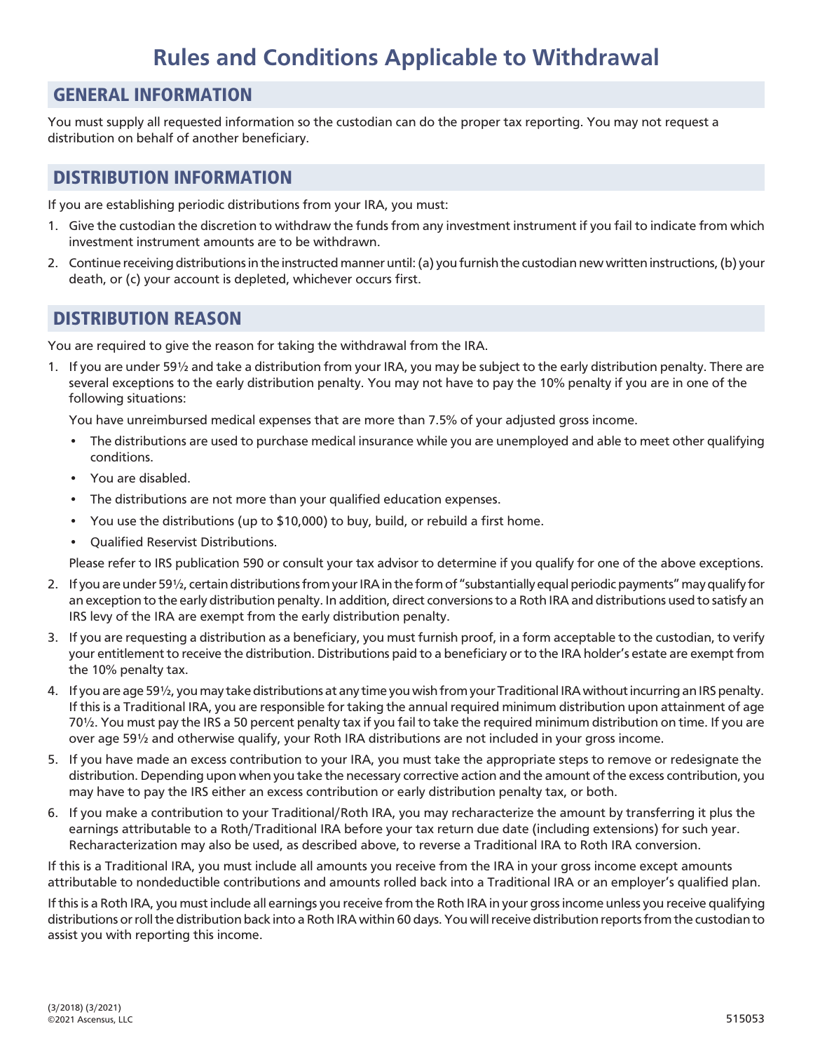# Rules and Conditions Applicable to Withdrawal

## GENERAL INFORMATION

You must supply all requested information so the custodian can do the proper tax reporting. You may not request a distribution on behalf of another beneficiary.

## DISTRIBUTION INFORMATION

If you are establishing periodic distributions from your IRA, you must:

1. Give the custodian the discretion to withdraw the funds from any investment instrument if you fail to indicate from which investment instrument amounts are to be withdrawn.
2. Continue receiving distributions in the instructed manner until: (a) you furnish the custodian new written instructions, (b) your death, or (c) your account is depleted, whichever occurs first.

## DISTRIBUTION REASON

You are required to give the reason for taking the withdrawal from the IRA.

1. If you are under 59½ and take a distribution from your IRA, you may be subject to the early distribution penalty. There are several exceptions to the early distribution penalty. You may not have to pay the 10% penalty if you are in one of the following situations:

   You have unreimbursed medical expenses that are more than 7.5% of your adjusted gross income.

   - The distributions are used to purchase medical insurance while you are unemployed and able to meet other qualifying conditions.
   - You are disabled.
   - The distributions are not more than your qualified education expenses.
   - You use the distributions (up to $10,000) to buy, build, or rebuild a first home.
   - Qualified Reservist Distributions.

   Please refer to IRS publication 590 or consult your tax advisor to determine if you qualify for one of the above exceptions.

2. If you are under 59½, certain distributions from your IRA in the form of "substantially equal periodic payments" may qualify for an exception to the early distribution penalty. In addition, direct conversions to a Roth IRA and distributions used to satisfy an IRS levy of the IRA are exempt from the early distribution penalty.
3. If you are requesting a distribution as a beneficiary, you must furnish proof, in a form acceptable to the custodian, to verify your entitlement to receive the distribution. Distributions paid to a beneficiary or to the IRA holder's estate are exempt from the 10% penalty tax.
4. If you are age 59½, you may take distributions at any time you wish from your Traditional IRA without incurring an IRS penalty. If this is a Traditional IRA, you are responsible for taking the annual required minimum distribution upon attainment of age 70½. You must pay the IRS a 50 percent penalty tax if you fail to take the required minimum distribution on time. If you are over age 59½ and otherwise qualify, your Roth IRA distributions are not included in your gross income.
5. If you have made an excess contribution to your IRA, you must take the appropriate steps to remove or redesignate the distribution. Depending upon when you take the necessary corrective action and the amount of the excess contribution, you may have to pay the IRS either an excess contribution or early distribution penalty tax, or both.
6. If you make a contribution to your Traditional/Roth IRA, you may recharacterize the amount by transferring it plus the earnings attributable to a Roth/Traditional IRA before your tax return due date (including extensions) for such year. Recharacterization may also be used, as described above, to reverse a Traditional IRA to Roth IRA conversion.

If this is a Traditional IRA, you must include all amounts you receive from the IRA in your gross income except amounts attributable to nondeductible contributions and amounts rolled back into a Traditional IRA or an employer's qualified plan.

If this is a Roth IRA, you must include all earnings you receive from the Roth IRA in your gross income unless you receive qualifying distributions or roll the distribution back into a Roth IRA within 60 days. You will receive distribution reports from the custodian to assist you with reporting this income.

(3/2018) (3/2021)
©2021 Ascensus, LLC

515053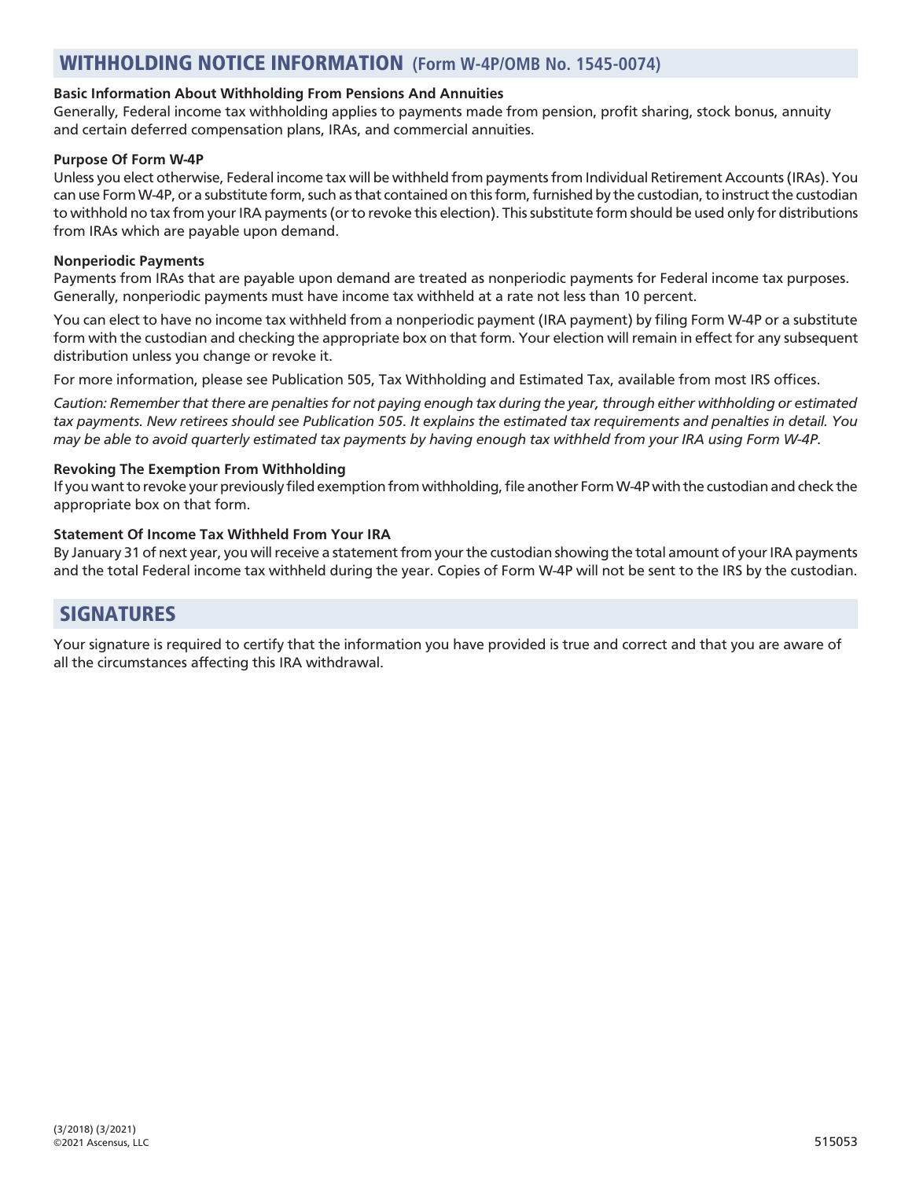## WITHHOLDING NOTICE INFORMATION (Form W-4P/OMB No. 1545-0074)

**Basic Information About Withholding From Pensions And Annuities**

Generally, Federal income tax withholding applies to payments made from pension, profit sharing, stock bonus, annuity and certain deferred compensation plans, IRAs, and commercial annuities.

**Purpose Of Form W-4P**

Unless you elect otherwise, Federal income tax will be withheld from payments from Individual Retirement Accounts (IRAs). You can use Form W-4P, or a substitute form, such as that contained on this form, furnished by the custodian, to instruct the custodian to withhold no tax from your IRA payments (or to revoke this election). This substitute form should be used only for distributions from IRAs which are payable upon demand.

**Nonperiodic Payments**

Payments from IRAs that are payable upon demand are treated as nonperiodic payments for Federal income tax purposes. Generally, nonperiodic payments must have income tax withheld at a rate not less than 10 percent.

You can elect to have no income tax withheld from a nonperiodic payment (IRA payment) by filing Form W-4P or a substitute form with the custodian and checking the appropriate box on that form. Your election will remain in effect for any subsequent distribution unless you change or revoke it.

For more information, please see Publication 505, Tax Withholding and Estimated Tax, available from most IRS offices.

*Caution: Remember that there are penalties for not paying enough tax during the year, through either withholding or estimated tax payments. New retirees should see Publication 505. It explains the estimated tax requirements and penalties in detail. You may be able to avoid quarterly estimated tax payments by having enough tax withheld from your IRA using Form W-4P.*

**Revoking The Exemption From Withholding**

If you want to revoke your previously filed exemption from withholding, file another Form W-4P with the custodian and check the appropriate box on that form.

**Statement Of Income Tax Withheld From Your IRA**

By January 31 of next year, you will receive a statement from your the custodian showing the total amount of your IRA payments and the total Federal income tax withheld during the year. Copies of Form W-4P will not be sent to the IRS by the custodian.

## SIGNATURES

Your signature is required to certify that the information you have provided is true and correct and that you are aware of all the circumstances affecting this IRA withdrawal.

(3/2018) (3/2021)
©2021 Ascensus, LLC

515053